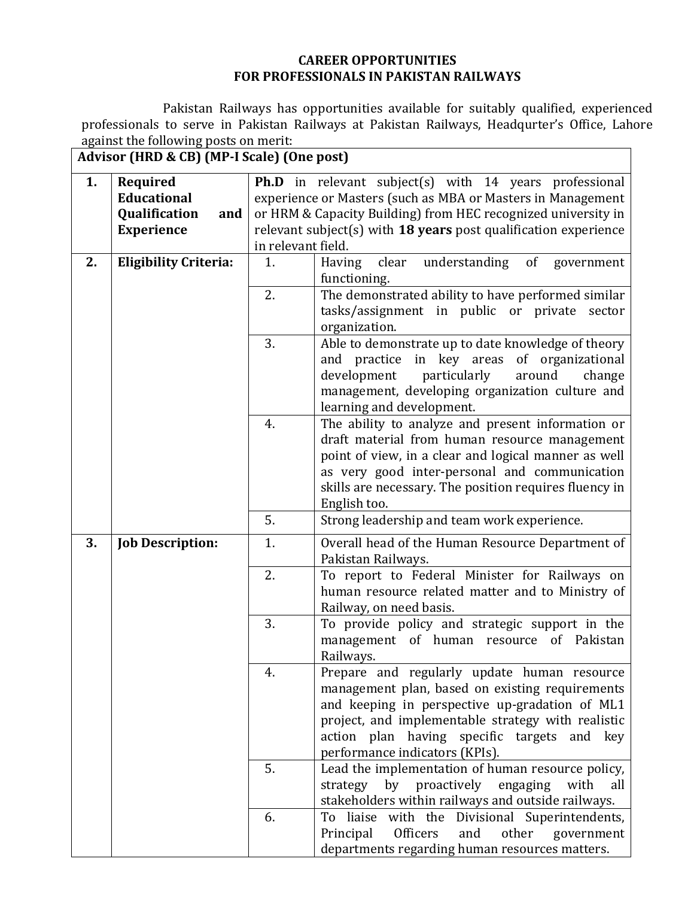# CAREER OPPORTUNITIES
## FOR PROFESSIONALS IN PAKISTAN RAILWAYS

Pakistan Railways has opportunities available for suitably qualified, experienced professionals to serve in Pakistan Railways at Pakistan Railways, Headqurter's Office, Lahore against the following posts on merit:

| **Advisor (HRD & CB) (MP-I Scale) (One post)** | | | |
|---|---|---|---|
| **1.** | **Required Educational Qualification and Experience** | **Ph.D** in relevant subject(s) with 14 years professional experience or Masters (such as MBA or Masters in Management or HRM & Capacity Building) from HEC recognized university in relevant subject(s) with **18 years** post qualification experience in relevant field. | |
| **2.** | **Eligibility Criteria:** | 1. | Having clear understanding of government functioning. |
| | | 2. | The demonstrated ability to have performed similar tasks/assignment in public or private sector organization. |
| | | 3. | Able to demonstrate up to date knowledge of theory and practice in key areas of organizational development particularly around change management, developing organization culture and learning and development. |
| | | 4. | The ability to analyze and present information or draft material from human resource management point of view, in a clear and logical manner as well as very good inter-personal and communication skills are necessary. The position requires fluency in English too. |
| | | 5. | Strong leadership and team work experience. |
| **3.** | **Job Description:** | 1. | Overall head of the Human Resource Department of Pakistan Railways. |
| | | 2. | To report to Federal Minister for Railways on human resource related matter and to Ministry of Railway, on need basis. |
| | | 3. | To provide policy and strategic support in the management of human resource of Pakistan Railways. |
| | | 4. | Prepare and regularly update human resource management plan, based on existing requirements and keeping in perspective up-gradation of ML1 project, and implementable strategy with realistic action plan having specific targets and key performance indicators (KPIs). |
| | | 5. | Lead the implementation of human resource policy, strategy by proactively engaging with all stakeholders within railways and outside railways. |
| | | 6. | To liaise with the Divisional Superintendents, Principal Officers and other government departments regarding human resources matters. |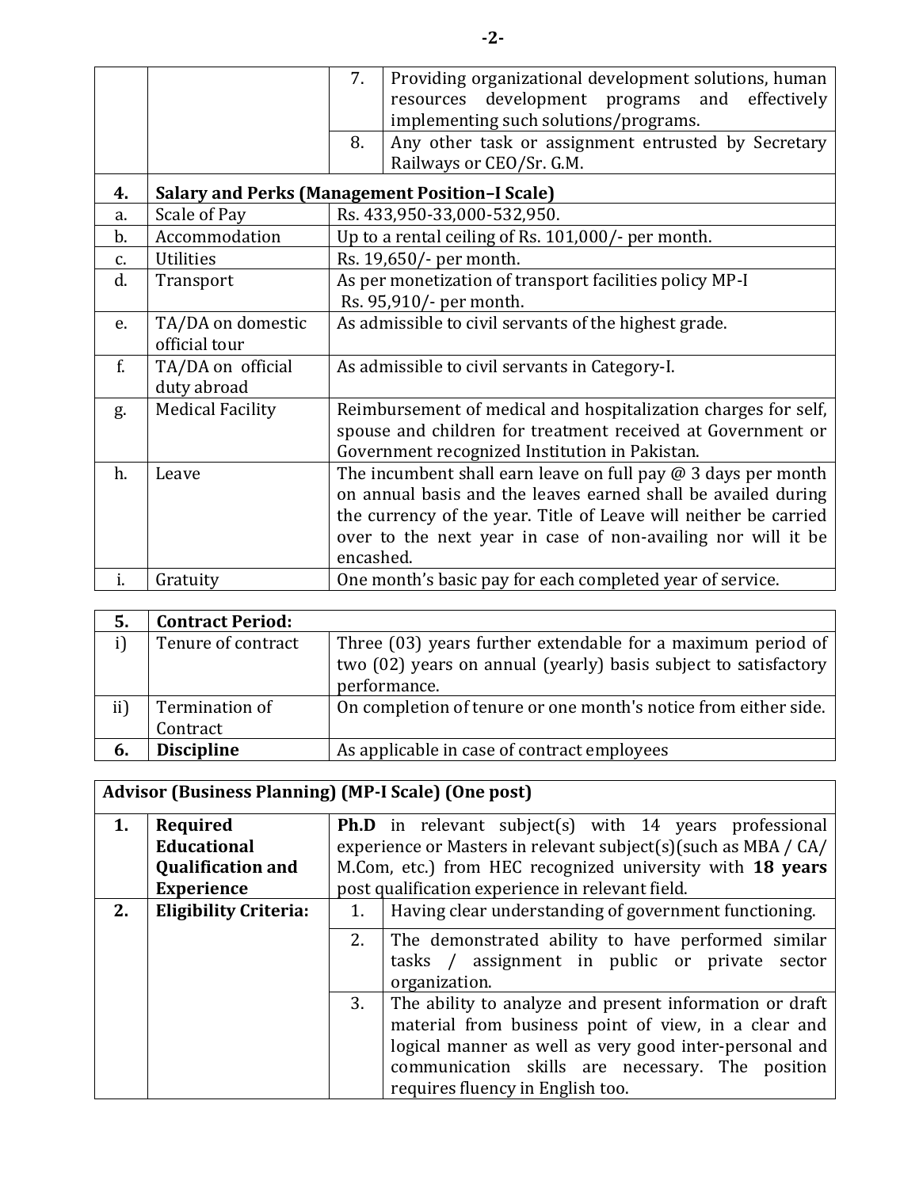| | | | |
|---|---|---|---|
| | | 7. | Providing organizational development solutions, human resources development programs and effectively implementing such solutions/programs. |
| | | 8. | Any other task or assignment entrusted by Secretary Railways or CEO/Sr. G.M. |

| | | |
|---|---|---|
| **4.** | **Salary and Perks (Management Position–I Scale)** | |
| a. | Scale of Pay | Rs. 433,950-33,000-532,950. |
| b. | Accommodation | Up to a rental ceiling of Rs. 101,000/- per month. |
| c. | Utilities | Rs. 19,650/- per month. |
| d. | Transport | As per monetization of transport facilities policy MP-I Rs. 95,910/- per month. |
| e. | TA/DA on domestic official tour | As admissible to civil servants of the highest grade. |
| f. | TA/DA on official duty abroad | As admissible to civil servants in Category-I. |
| g. | Medical Facility | Reimbursement of medical and hospitalization charges for self, spouse and children for treatment received at Government or Government recognized Institution in Pakistan. |
| h. | Leave | The incumbent shall earn leave on full pay @ 3 days per month on annual basis and the leaves earned shall be availed during the currency of the year. Title of Leave will neither be carried over to the next year in case of non-availing nor will it be encashed. |
| i. | Gratuity | One month's basic pay for each completed year of service. |

| | | |
|---|---|---|
| **5.** | **Contract Period:** | |
| i) | Tenure of contract | Three (03) years further extendable for a maximum period of two (02) years on annual (yearly) basis subject to satisfactory performance. |
| ii) | Termination of Contract | On completion of tenure or one month's notice from either side. |
| **6.** | **Discipline** | As applicable in case of contract employees |

**Advisor (Business Planning) (MP-I Scale) (One post)**

| | | | |
|---|---|---|---|
| **1.** | **Required Educational Qualification and Experience** | **Ph.D** in relevant subject(s) with 14 years professional experience or Masters in relevant subject(s)(such as MBA / CA/ M.Com, etc.) from HEC recognized university with **18 years** post qualification experience in relevant field. | |
| **2.** | **Eligibility Criteria:** | 1. | Having clear understanding of government functioning. |
| | | 2. | The demonstrated ability to have performed similar tasks / assignment in public or private sector organization. |
| | | 3. | The ability to analyze and present information or draft material from business point of view, in a clear and logical manner as well as very good inter-personal and communication skills are necessary. The position requires fluency in English too. |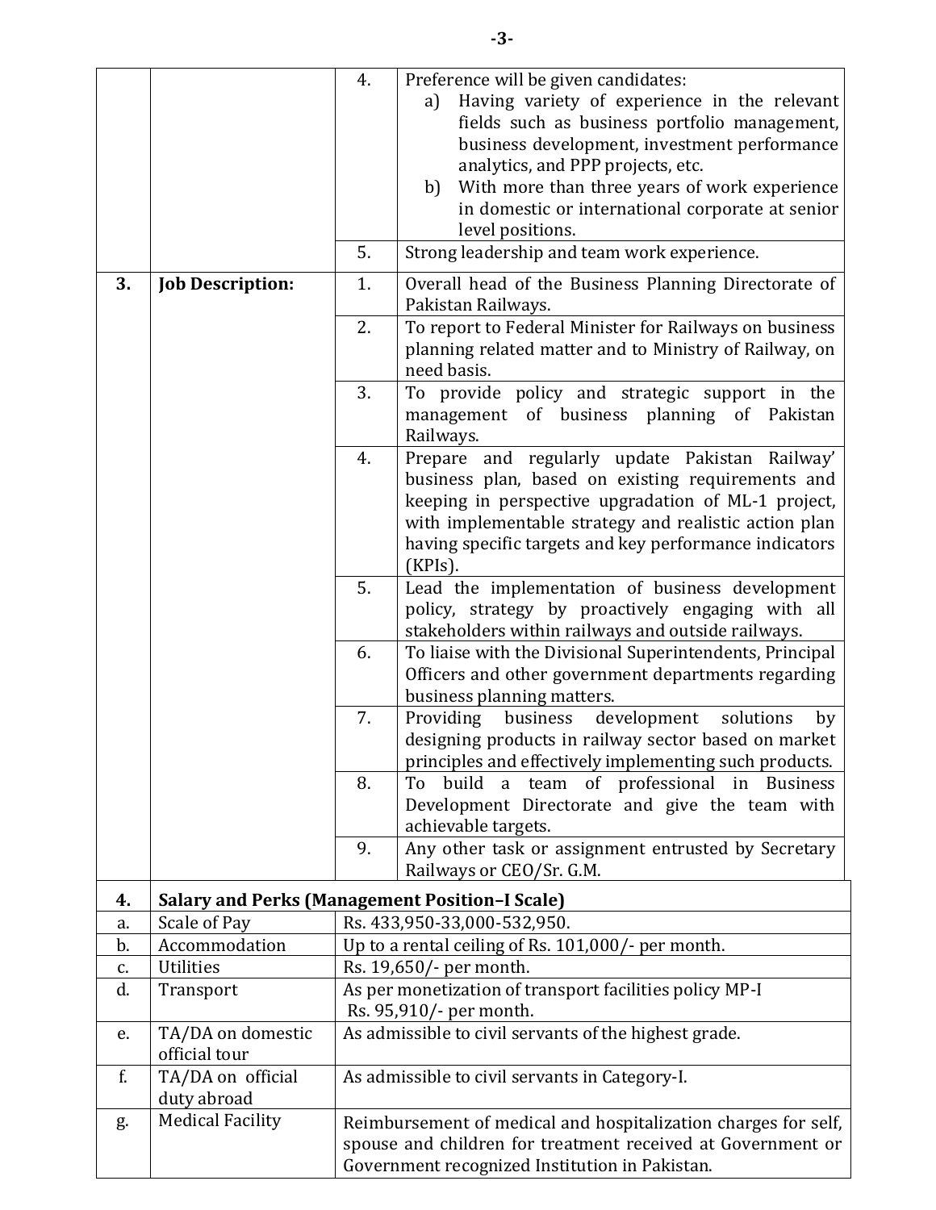| | | | |
|---|---|---|---|
| | | 4. | Preference will be given candidates:<br>a) Having variety of experience in the relevant fields such as business portfolio management, business development, investment performance analytics, and PPP projects, etc.<br>b) With more than three years of work experience in domestic or international corporate at senior level positions. |
| | | 5. | Strong leadership and team work experience. |
| **3.** | **Job Description:** | 1. | Overall head of the Business Planning Directorate of Pakistan Railways. |
| | | 2. | To report to Federal Minister for Railways on business planning related matter and to Ministry of Railway, on need basis. |
| | | 3. | To provide policy and strategic support in the management of business planning of Pakistan Railways. |
| | | 4. | Prepare and regularly update Pakistan Railway' business plan, based on existing requirements and keeping in perspective upgradation of ML-1 project, with implementable strategy and realistic action plan having specific targets and key performance indicators (KPIs). |
| | | 5. | Lead the implementation of business development policy, strategy by proactively engaging with all stakeholders within railways and outside railways. |
| | | 6. | To liaise with the Divisional Superintendents, Principal Officers and other government departments regarding business planning matters. |
| | | 7. | Providing business development solutions by designing products in railway sector based on market principles and effectively implementing such products. |
| | | 8. | To build a team of professional in Business Development Directorate and give the team with achievable targets. |
| | | 9. | Any other task or assignment entrusted by Secretary Railways or CEO/Sr. G.M. |

| | | |
|---|---|---|
| **4.** | **Salary and Perks (Management Position–I Scale)** | |
| a. | Scale of Pay | Rs. 433,950-33,000-532,950. |
| b. | Accommodation | Up to a rental ceiling of Rs. 101,000/- per month. |
| c. | Utilities | Rs. 19,650/- per month. |
| d. | Transport | As per monetization of transport facilities policy MP-I<br>Rs. 95,910/- per month. |
| e. | TA/DA on domestic official tour | As admissible to civil servants of the highest grade. |
| f. | TA/DA on official duty abroad | As admissible to civil servants in Category-I. |
| g. | Medical Facility | Reimbursement of medical and hospitalization charges for self, spouse and children for treatment received at Government or Government recognized Institution in Pakistan. |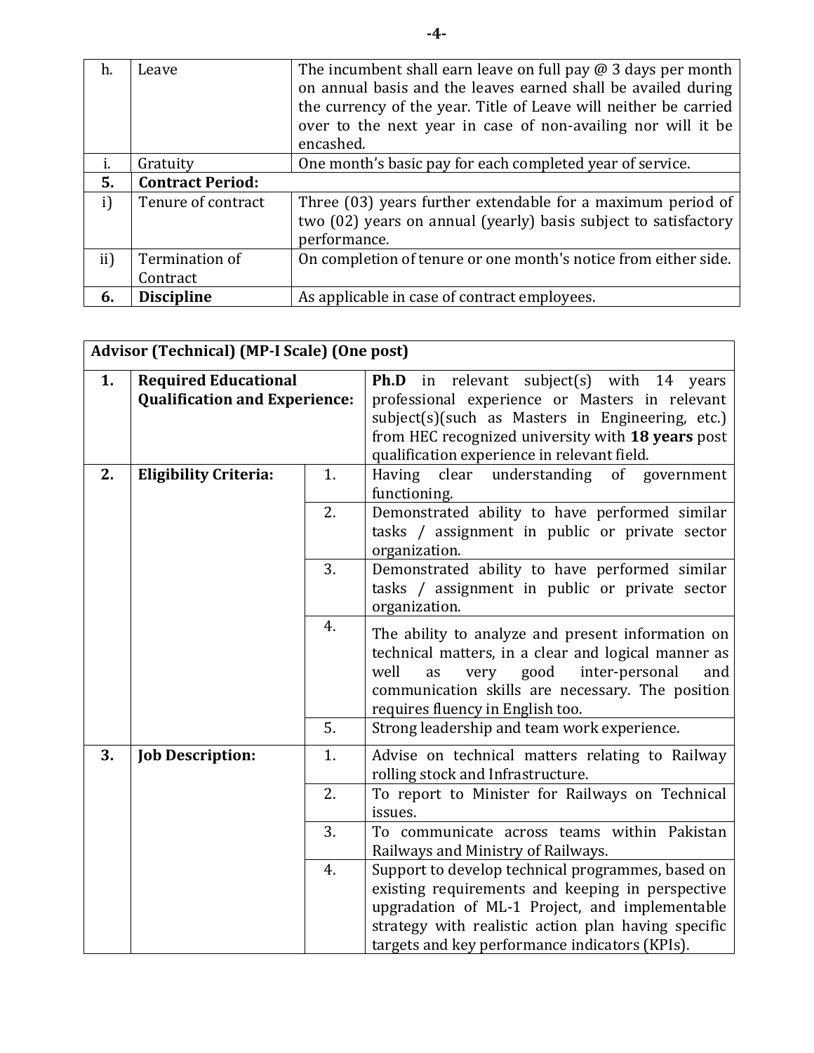| h. | Leave | The incumbent shall earn leave on full pay @ 3 days per month on annual basis and the leaves earned shall be availed during the currency of the year. Title of Leave will neither be carried over to the next year in case of non-availing nor will it be encashed. |
|---|---|---|
| i. | Gratuity | One month's basic pay for each completed year of service. |
| **5.** | **Contract Period:** | |
| i) | Tenure of contract | Three (03) years further extendable for a maximum period of two (02) years on annual (yearly) basis subject to satisfactory performance. |
| ii) | Termination of Contract | On completion of tenure or one month's notice from either side. |
| **6.** | **Discipline** | As applicable in case of contract employees. |

| **Advisor (Technical) (MP-I Scale) (One post)** | | | |
|---|---|---|---|
| **1.** | **Required Educational Qualification and Experience:** | | **Ph.D** in relevant subject(s) with 14 years professional experience or Masters in relevant subject(s)(such as Masters in Engineering, etc.) from HEC recognized university with **18 years** post qualification experience in relevant field. |
| **2.** | **Eligibility Criteria:** | 1. | Having clear understanding of government functioning. |
| | | 2. | Demonstrated ability to have performed similar tasks / assignment in public or private sector organization. |
| | | 3. | Demonstrated ability to have performed similar tasks / assignment in public or private sector organization. |
| | | 4. | The ability to analyze and present information on technical matters, in a clear and logical manner as well as very good inter-personal and communication skills are necessary. The position requires fluency in English too. |
| | | 5. | Strong leadership and team work experience. |
| **3.** | **Job Description:** | 1. | Advise on technical matters relating to Railway rolling stock and Infrastructure. |
| | | 2. | To report to Minister for Railways on Technical issues. |
| | | 3. | To communicate across teams within Pakistan Railways and Ministry of Railways. |
| | | 4. | Support to develop technical programmes, based on existing requirements and keeping in perspective upgradation of ML-1 Project, and implementable strategy with realistic action plan having specific targets and key performance indicators (KPIs). |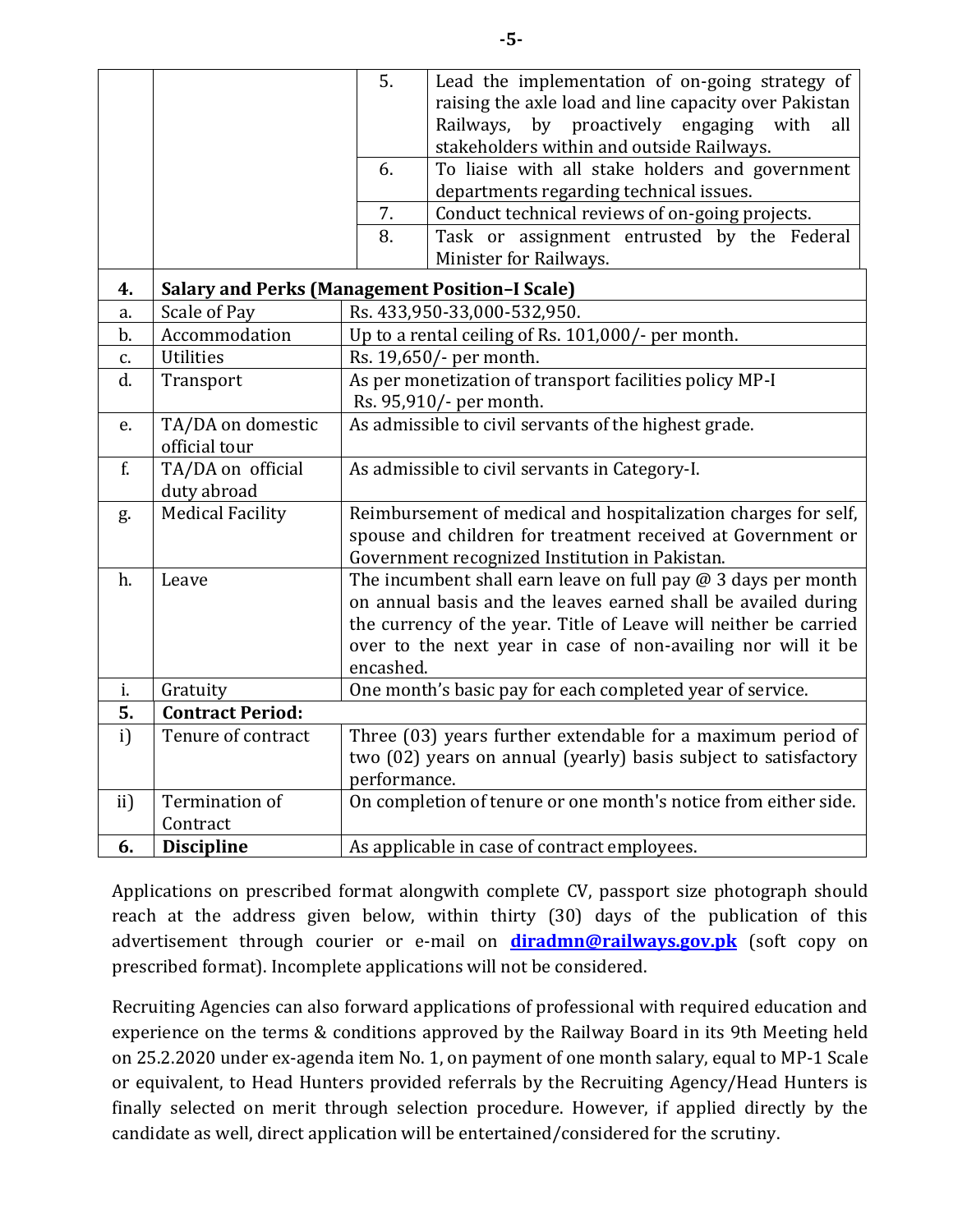| | | | |
|---|---|---|---|
| | | 5. | Lead the implementation of on-going strategy of raising the axle load and line capacity over Pakistan Railways, by proactively engaging with all stakeholders within and outside Railways. |
| | | 6. | To liaise with all stake holders and government departments regarding technical issues. |
| | | 7. | Conduct technical reviews of on-going projects. |
| | | 8. | Task or assignment entrusted by the Federal Minister for Railways. |

| | | |
|---|---|---|
| **4.** | **Salary and Perks (Management Position–I Scale)** | |
| a. | Scale of Pay | Rs. 433,950-33,000-532,950. |
| b. | Accommodation | Up to a rental ceiling of Rs. 101,000/- per month. |
| c. | Utilities | Rs. 19,650/- per month. |
| d. | Transport | As per monetization of transport facilities policy MP-I Rs. 95,910/- per month. |
| e. | TA/DA on domestic official tour | As admissible to civil servants of the highest grade. |
| f. | TA/DA on official duty abroad | As admissible to civil servants in Category-I. |
| g. | Medical Facility | Reimbursement of medical and hospitalization charges for self, spouse and children for treatment received at Government or Government recognized Institution in Pakistan. |
| h. | Leave | The incumbent shall earn leave on full pay @ 3 days per month on annual basis and the leaves earned shall be availed during the currency of the year. Title of Leave will neither be carried over to the next year in case of non-availing nor will it be encashed. |
| i. | Gratuity | One month's basic pay for each completed year of service. |
| **5.** | **Contract Period:** | |
| i) | Tenure of contract | Three (03) years further extendable for a maximum period of two (02) years on annual (yearly) basis subject to satisfactory performance. |
| ii) | Termination of Contract | On completion of tenure or one month's notice from either side. |
| **6.** | **Discipline** | As applicable in case of contract employees. |

Applications on prescribed format alongwith complete CV, passport size photograph should reach at the address given below, within thirty (30) days of the publication of this advertisement through courier or e-mail on **diradmn@railways.gov.pk** (soft copy on prescribed format). Incomplete applications will not be considered.

Recruiting Agencies can also forward applications of professional with required education and experience on the terms & conditions approved by the Railway Board in its 9th Meeting held on 25.2.2020 under ex-agenda item No. 1, on payment of one month salary, equal to MP-1 Scale or equivalent, to Head Hunters provided referrals by the Recruiting Agency/Head Hunters is finally selected on merit through selection procedure. However, if applied directly by the candidate as well, direct application will be entertained/considered for the scrutiny.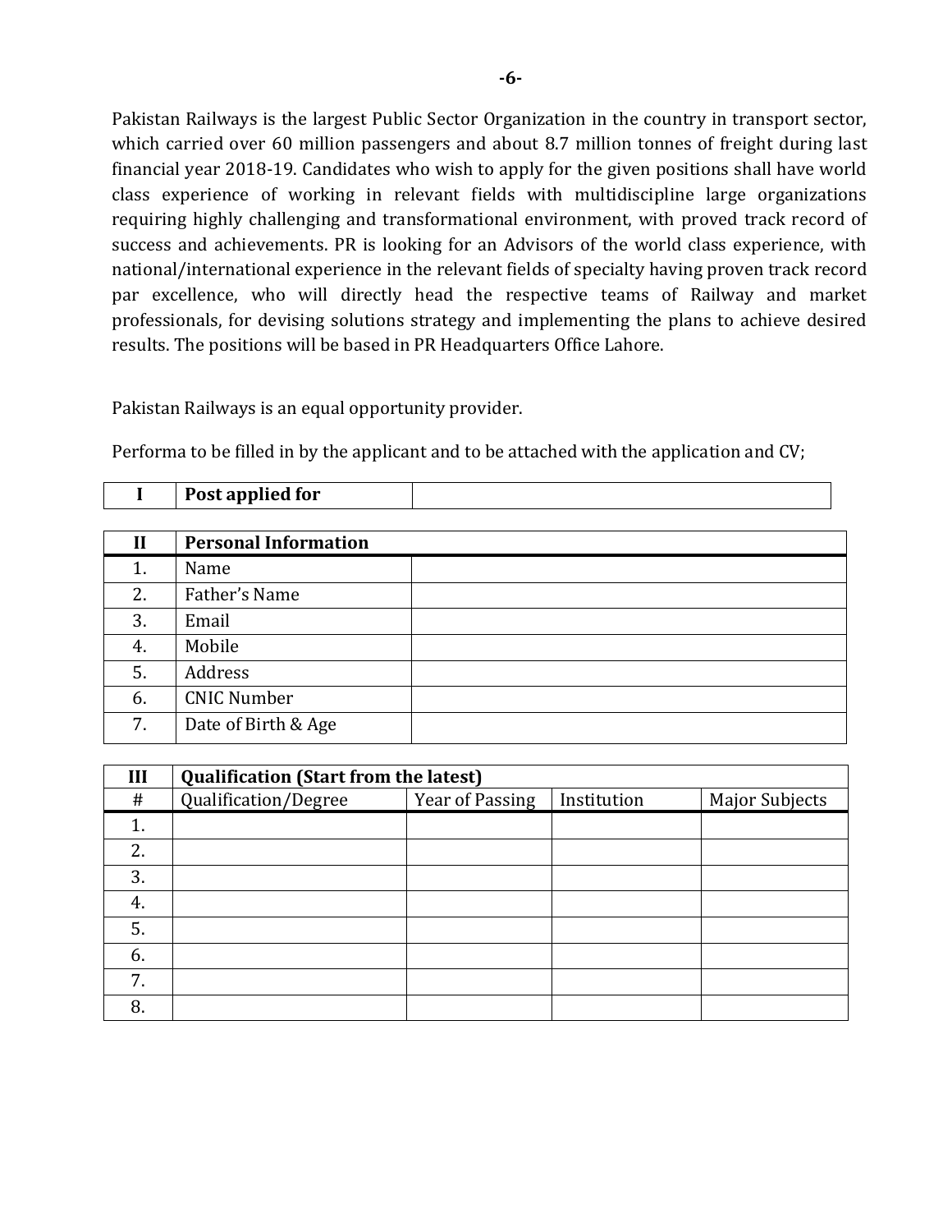Pakistan Railways is the largest Public Sector Organization in the country in transport sector, which carried over 60 million passengers and about 8.7 million tonnes of freight during last financial year 2018-19. Candidates who wish to apply for the given positions shall have world class experience of working in relevant fields with multidiscipline large organizations requiring highly challenging and transformational environment, with proved track record of success and achievements. PR is looking for an Advisors of the world class experience, with national/international experience in the relevant fields of specialty having proven track record par excellence, who will directly head the respective teams of Railway and market professionals, for devising solutions strategy and implementing the plans to achieve desired results. The positions will be based in PR Headquarters Office Lahore.

Pakistan Railways is an equal opportunity provider.

Performa to be filled in by the applicant and to be attached with the application and CV;

| I | **Post applied for** | |
|---|---|---|

| II | **Personal Information** | |
|---|---|---|
| 1. | Name | |
| 2. | Father's Name | |
| 3. | Email | |
| 4. | Mobile | |
| 5. | Address | |
| 6. | CNIC Number | |
| 7. | Date of Birth & Age | |

| III | **Qualification (Start from the latest)** | | | |
|---|---|---|---|---|
| # | Qualification/Degree | Year of Passing | Institution | Major Subjects |
| 1. | | | | |
| 2. | | | | |
| 3. | | | | |
| 4. | | | | |
| 5. | | | | |
| 6. | | | | |
| 7. | | | | |
| 8. | | | | |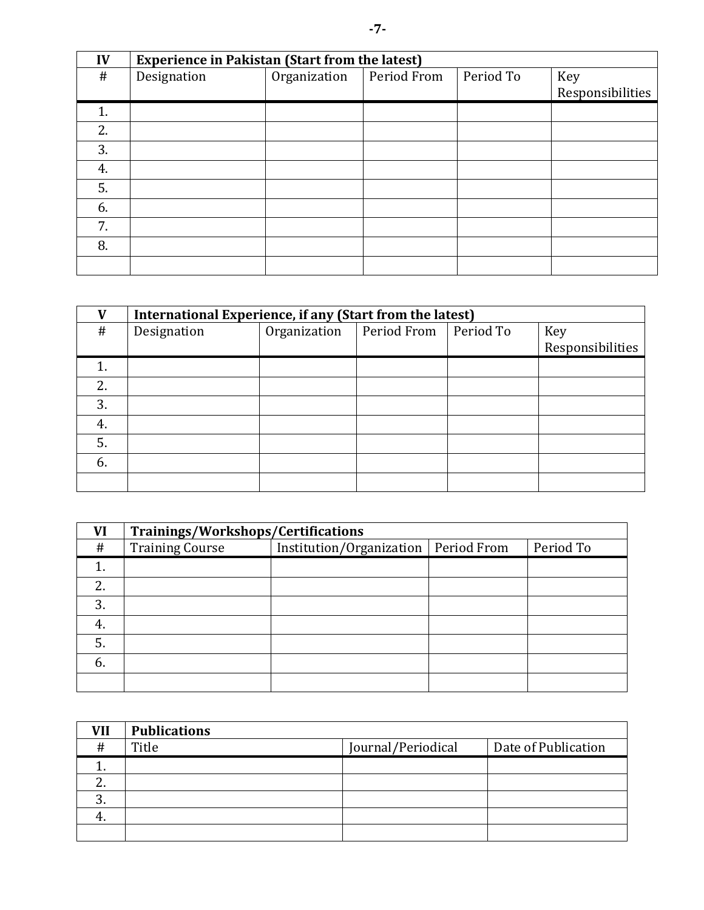| IV | Experience in Pakistan (Start from the latest) | | | | |
|---|---|---|---|---|---|
| # | Designation | Organization | Period From | Period To | Key Responsibilities |
| 1. | | | | | |
| 2. | | | | | |
| 3. | | | | | |
| 4. | | | | | |
| 5. | | | | | |
| 6. | | | | | |
| 7. | | | | | |
| 8. | | | | | |
| | | | | | |

| V | International Experience, if any (Start from the latest) | | | | |
|---|---|---|---|---|---|
| # | Designation | Organization | Period From | Period To | Key Responsibilities |
| 1. | | | | | |
| 2. | | | | | |
| 3. | | | | | |
| 4. | | | | | |
| 5. | | | | | |
| 6. | | | | | |
| | | | | | |

| VI | Trainings/Workshops/Certifications | | | |
|---|---|---|---|---|
| # | Training Course | Institution/Organization | Period From | Period To |
| 1. | | | | |
| 2. | | | | |
| 3. | | | | |
| 4. | | | | |
| 5. | | | | |
| 6. | | | | |
| | | | | |

| VII | Publications | | |
|---|---|---|---|
| # | Title | Journal/Periodical | Date of Publication |
| 1. | | | |
| 2. | | | |
| 3. | | | |
| 4. | | | |
| | | | |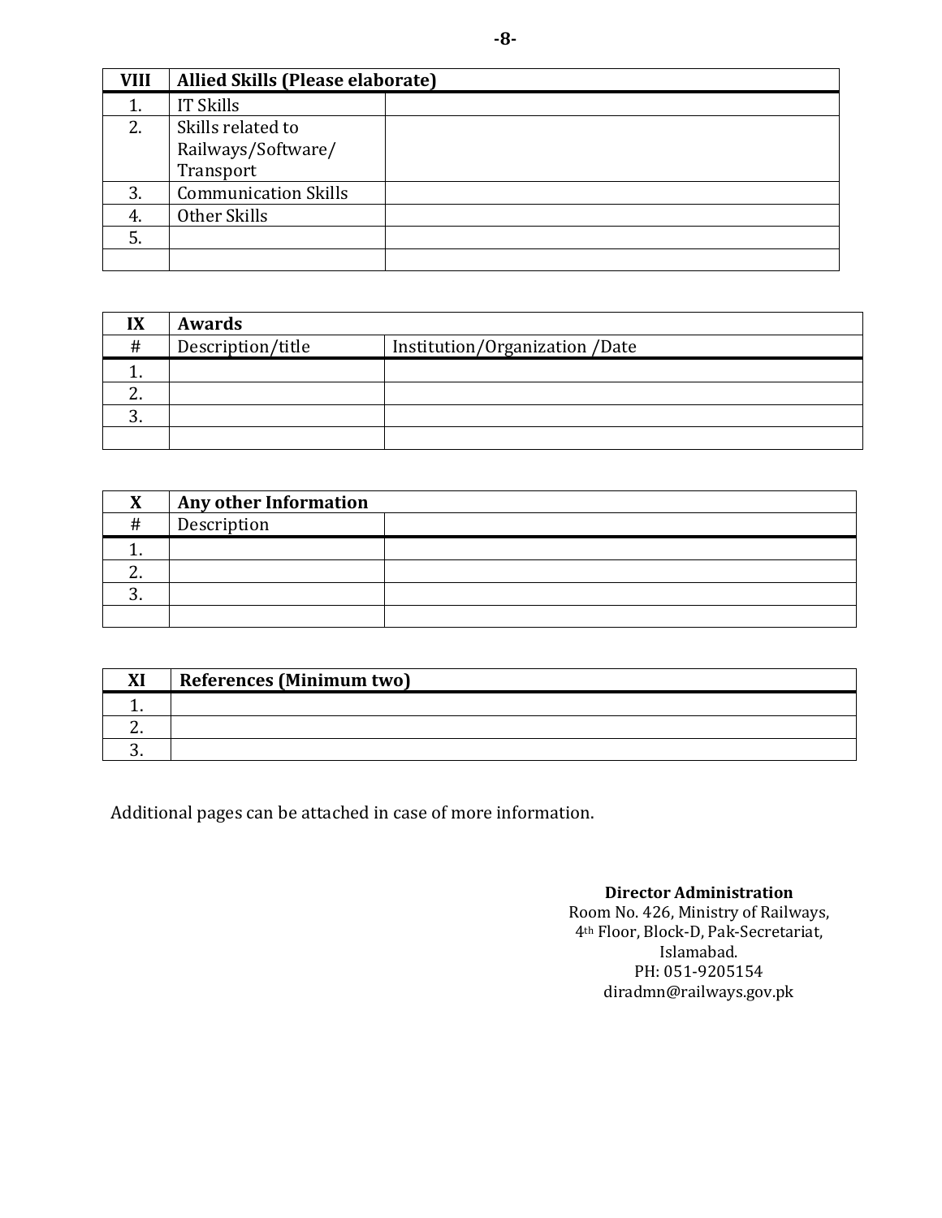| VIII | Allied Skills (Please elaborate) | |
|---|---|---|
| 1. | IT Skills | |
| 2. | Skills related to Railways/Software/ Transport | |
| 3. | Communication Skills | |
| 4. | Other Skills | |
| 5. | | |
| | | |

| IX | Awards | |
|---|---|---|
| # | Description/title | Institution/Organization /Date |
| 1. | | |
| 2. | | |
| 3. | | |
| | | |

| X | Any other Information | |
|---|---|---|
| # | Description | |
| 1. | | |
| 2. | | |
| 3. | | |
| | | |

| XI | References (Minimum two) |
|---|---|
| 1. | |
| 2. | |
| 3. | |

Additional pages can be attached in case of more information.

**Director Administration**
Room No. 426, Ministry of Railways,
4th Floor, Block-D, Pak-Secretariat,
Islamabad.
PH: 051-9205154
diradmn@railways.gov.pk